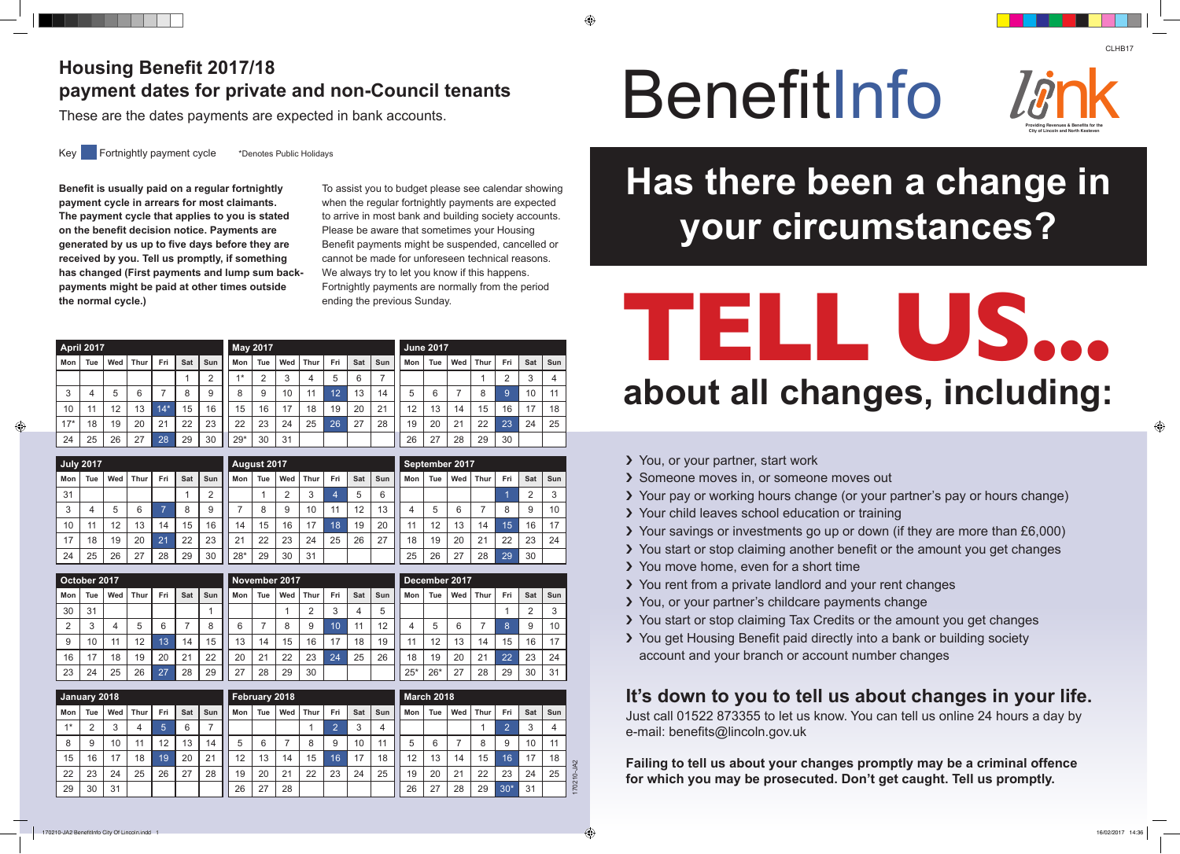# Housing Benefit 2017/18 payment dates for private and non-Council tenants

These are the dates payments are expected in bank accounts.

Key: Fortnightly payment cycle (highlighted dates shown in **bold**) *Denotes Public Holidays

**Benefit is usually paid on a regular fortnightly payment cycle in arrears for most claimants. The payment cycle that applies to you is stated on the benefit decision notice. Payments are generated by us up to five days before they are received by you. Tell us promptly, if something has changed (First payments and lump sum back-payments might be paid at other times outside the normal cycle.)**

To assist you to budget please see calendar showing when the regular fortnightly payments are expected to arrive in most bank and building society accounts. Please be aware that sometimes your Housing Benefit payments might be suspended, cancelled or cannot be made for unforeseen technical reasons. We always try to let you know if this happens. Fortnightly payments are normally from the period ending the previous Sunday.

### April 2017

| Mon | Tue | Wed | Thur | Fri | Sat | Sun |
|---|---|---|---|---|---|---|
| | | | | | 1 | 2 |
| 3 | 4 | 5 | 6 | 7 | 8 | 9 |
| 10 | 11 | 12 | 13 | **14*** | 15 | 16 |
| 17* | 18 | 19 | 20 | 21 | 22 | 23 |
| 24 | 25 | 26 | 27 | **28** | 29 | 30 |

### May 2017

| Mon | Tue | Wed | Thur | Fri | Sat | Sun |
|---|---|---|---|---|---|---|
| 1* | 2 | 3 | 4 | 5 | 6 | 7 |
| 8 | 9 | 10 | 11 | **12** | 13 | 14 |
| 15 | 16 | 17 | 18 | 19 | 20 | 21 |
| 22 | 23 | 24 | 25 | **26** | 27 | 28 |
| 29* | 30 | 31 | | | | |

### June 2017

| Mon | Tue | Wed | Thur | Fri | Sat | Sun |
|---|---|---|---|---|---|---|
| | | | 1 | 2 | 3 | 4 |
| 5 | 6 | 7 | 8 | **9** | 10 | 11 |
| 12 | 13 | 14 | 15 | 16 | 17 | 18 |
| 19 | 20 | 21 | 22 | **23** | 24 | 25 |
| 26 | 27 | 28 | 29 | 30 | | |

### July 2017

| Mon | Tue | Wed | Thur | Fri | Sat | Sun |
|---|---|---|---|---|---|---|
| 31 | | | | | 1 | 2 |
| 3 | 4 | 5 | 6 | **7** | 8 | 9 |
| 10 | 11 | 12 | 13 | 14 | 15 | 16 |
| 17 | 18 | 19 | 20 | **21** | 22 | 23 |
| 24 | 25 | 26 | 27 | 28 | 29 | 30 |

### August 2017

| Mon | Tue | Wed | Thur | Fri | Sat | Sun |
|---|---|---|---|---|---|---|
| | 1 | 2 | 3 | **4** | 5 | 6 |
| 7 | 8 | 9 | 10 | 11 | 12 | 13 |
| 14 | 15 | 16 | 17 | **18** | 19 | 20 |
| 21 | 22 | 23 | 24 | 25 | 26 | 27 |
| 28* | 29 | 30 | 31 | | | |

### September 2017

| Mon | Tue | Wed | Thur | Fri | Sat | Sun |
|---|---|---|---|---|---|---|
| | | | | **1** | 2 | 3 |
| 4 | 5 | 6 | 7 | 8 | 9 | 10 |
| 11 | 12 | 13 | 14 | **15** | 16 | 17 |
| 18 | 19 | 20 | 21 | 22 | 23 | 24 |
| 25 | 26 | 27 | 28 | **29** | 30 | |

### October 2017

| Mon | Tue | Wed | Thur | Fri | Sat | Sun |
|---|---|---|---|---|---|---|
| 30 | 31 | | | | | 1 |
| 2 | 3 | 4 | 5 | 6 | 7 | 8 |
| 9 | 10 | 11 | 12 | **13** | 14 | 15 |
| 16 | 17 | 18 | 19 | 20 | 21 | 22 |
| 23 | 24 | 25 | 26 | **27** | 28 | 29 |

### November 2017

| Mon | Tue | Wed | Thur | Fri | Sat | Sun |
|---|---|---|---|---|---|---|
| | | 1 | 2 | 3 | 4 | 5 |
| 6 | 7 | 8 | 9 | **10** | 11 | 12 |
| 13 | 14 | 15 | 16 | 17 | 18 | 19 |
| 20 | 21 | 22 | 23 | **24** | 25 | 26 |
| 27 | 28 | 29 | 30 | | | |

### December 2017

| Mon | Tue | Wed | Thur | Fri | Sat | Sun |
|---|---|---|---|---|---|---|
| | | | | 1 | 2 | 3 |
| 4 | 5 | 6 | 7 | **8** | 9 | 10 |
| 11 | 12 | 13 | 14 | 15 | 16 | 17 |
| 18 | 19 | 20 | 21 | **22** | 23 | 24 |
| 25* | 26* | 27 | 28 | 29 | 30 | 31 |

### January 2018

| Mon | Tue | Wed | Thur | Fri | Sat | Sun |
|---|---|---|---|---|---|---|
| 1* | 2 | 3 | 4 | **5** | 6 | 7 |
| 8 | 9 | 10 | 11 | 12 | 13 | 14 |
| 15 | 16 | 17 | 18 | **19** | 20 | 21 |
| 22 | 23 | 24 | 25 | 26 | 27 | 28 |
| 29 | 30 | 31 | | | | |

### February 2018

| Mon | Tue | Wed | Thur | Fri | Sat | Sun |
|---|---|---|---|---|---|---|
| | | | 1 | **2** | 3 | 4 |
| 5 | 6 | 7 | 8 | 9 | 10 | 11 |
| 12 | 13 | 14 | 15 | **16** | 17 | 18 |
| 19 | 20 | 21 | 22 | 23 | 24 | 25 |
| 26 | 27 | 28 | | | | |

### March 2018

| Mon | Tue | Wed | Thur | Fri | Sat | Sun |
|---|---|---|---|---|---|---|
| | | | 1 | **2** | 3 | 4 |
| 5 | 6 | 7 | 8 | 9 | 10 | 11 |
| 12 | 13 | 14 | 15 | **16** | 17 | 18 |
| 19 | 20 | 21 | 22 | 23 | 24 | 25 |
| 26 | 27 | 28 | 29 | **30*** | 31 | |

CLHB17

# BenefitInfo

Link — Providing Revenues & Benefits for the City of Lincoln and North Kesteven

## Has there been a change in your circumstances?

# TELL US...

## about all changes, including:

- You, or your partner, start work
- Someone moves in, or someone moves out
- Your pay or working hours change (or your partner's pay or hours change)
- Your child leaves school education or training
- Your savings or investments go up or down (if they are more than £6,000)
- You start or stop claiming another benefit or the amount you get changes
- You move home, even for a short time
- You rent from a private landlord and your rent changes
- You, or your partner's childcare payments change
- You start or stop claiming Tax Credits or the amount you get changes
- You get Housing Benefit paid directly into a bank or building society account and your branch or account number changes

### It's down to you to tell us about changes in your life.

Just call 01522 873355 to let us know. You can tell us online 24 hours a day by e-mail: benefits@lincoln.gov.uk

**Failing to tell us about your changes promptly may be a criminal offence for which you may be prosecuted. Don't get caught. Tell us promptly.**

170210-JA2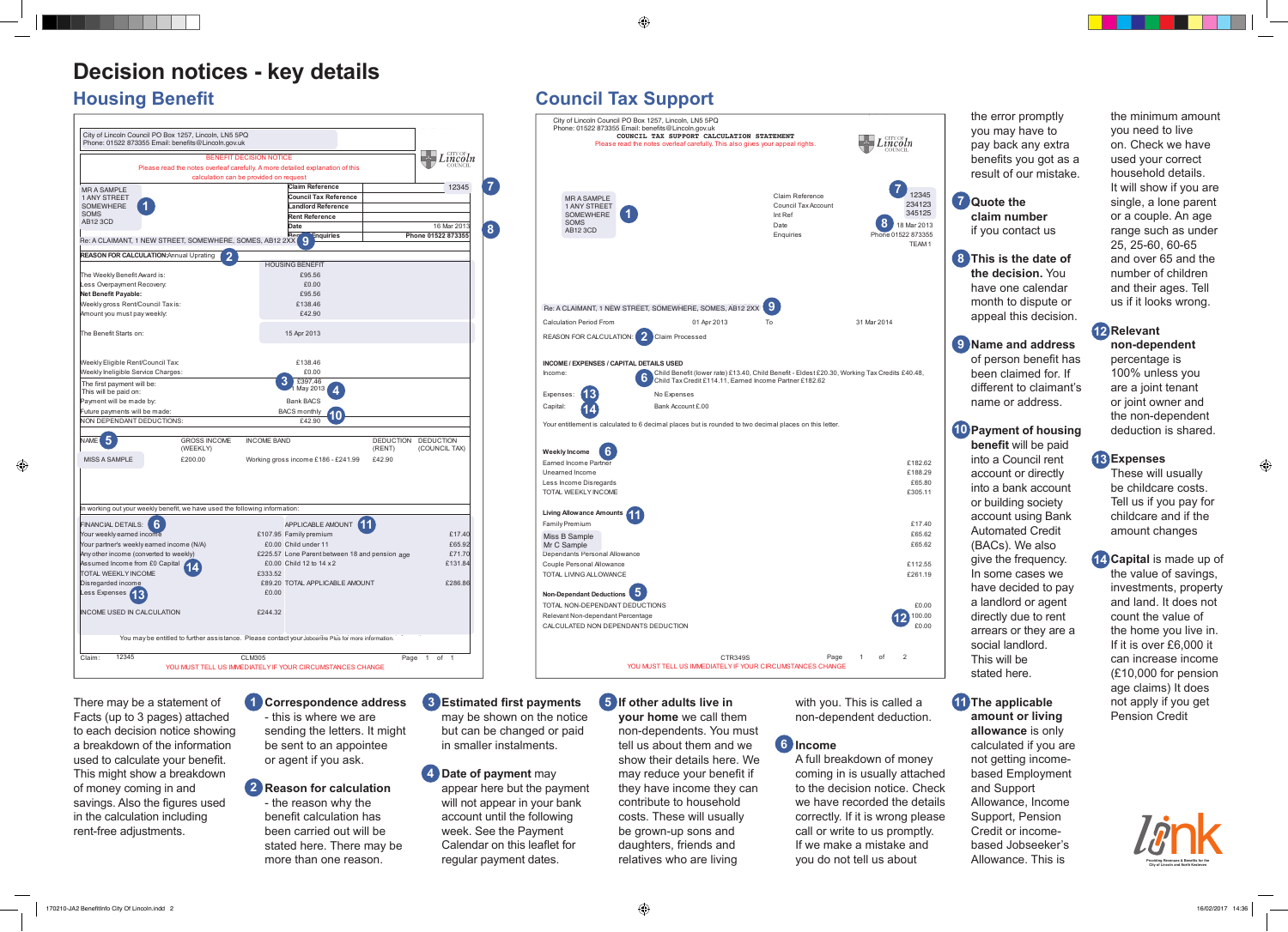# Decision notices - key details

## Housing Benefit

City of Lincoln Council PO Box 1257, Lincoln, LN5 5PQ
Phone: 01522 873355 Email: benefits@Lincoln.gov.uk

BENEFIT DECISION NOTICE
Please read the notes overleaf carefully. A more detailed explanation of this calculation can be provided on request

MR A SAMPLE
1 ANY STREET
SOMEWHERE
SOMS
AB12 3CD **1**

| | |
|---|---|
| Claim Reference | 12345 **7** |
| Council Tax Reference | |
| Landlord Reference | |
| Rent Reference | |
| Date | 16 Mar 2013 **8** |
| Benefit Enquiries | Phone 01522 873355 |

Re: A CLAIMANT, 1 NEW STREET, SOMEWHERE, SOMES, AB12 2XX **9**

REASON FOR CALCULATION: Annual Uprating **2**

| | HOUSING BENEFIT |
|---|---|
| The Weekly Benefit Award is: | £95.56 |
| Less Overpayment Recovery: | £0.00 |
| **Net Benefit Payable:** | £95.56 |
| Weekly gross Rent/Council Tax is: | £138.46 |
| Amount you must pay weekly: | £42.90 |
| The Benefit Starts on: | 15 Apr 2013 |
| Weekly Eligible Rent/Council Tax: | £138.46 |
| Weekly Ineligible Service Charges: | £0.00 |
| The first payment will be: | **3** £397.46 |
| This will be paid on: | 1 May 2013 **4** |
| Payment will be made by: | Bank BACS |
| Future payments will be made: | BACS monthly **10** |
| NON DEPENDANT DEDUCTIONS: | £42.90 |

| NAME **5** | GROSS INCOME (WEEKLY) | INCOME BAND | DEDUCTION (RENT) | DEDUCTION (COUNCIL TAX) |
|---|---|---|---|---|
| MISS A SAMPLE | £200.00 | Working gross income £186 - £241.99 | £42.90 | |

In working out your weekly benefit, we have used the following information:

| FINANCIAL DETAILS: **6** | | APPLICABLE AMOUNT **11** | |
|---|---|---|---|
| Your weekly earned income | £107.95 | Family premium | £17.40 |
| Your partner's weekly earned income (N/A) | £0.00 | Child under 11 | £65.92 |
| Any other income (converted to weekly) | £225.57 | Lone Parent between 18 and pension age | £71.70 |
| Assumed Income from £0 Capital **14** | £0.00 | Child 12 to 14 x 2 | £131.84 |
| TOTAL WEEKLY INCOME | £333.52 | | |
| Disregarded income | £89.20 | TOTAL APPLICABLE AMOUNT | £286.86 |
| Less Expenses **13** | £0.00 | | |
| INCOME USED IN CALCULATION | £244.32 | | |

You may be entitled to further assistance. Please contact your Jobcentre Plus for more information.

Claim: 12345 CLM305

YOU MUST TELL US IMMEDIATELY IF YOUR CIRCUMSTANCES CHANGE

## Council Tax Support

City of Lincoln Council PO Box 1257, Lincoln, LN5 5PQ
Phone: 01522 873355 Email: benefits@Lincoln.gov.uk

COUNCIL TAX SUPPORT CALCULATION STATEMENT
Please read the notes overleaf carefully. This also gives your appeal rights.

MR A SAMPLE
1 ANY STREET
SOMEWHERE
SOMS
AB12 3CD **1**

| | |
|---|---|
| Claim Reference | **7** 12345 |
| Council Tax Account | 234123 |
| Int Ref | 345125 |
| Date | **8** 18 Mar 2013 |
| Enquiries | Phone 01522 873355 TEAM 1 |

Re: A CLAIMANT, 1 NEW STREET, SOMEWHERE, SOMES, AB12 2XX **9**

Calculation Period From 01 Apr 2013 To 31 Mar 2014

REASON FOR CALCULATION: **2** Claim Processed

INCOME / EXPENSES / CAPITAL DETAILS USED

Income: **6** Child Benefit (lower rate) £13.40, Child Benefit - Eldest £20.30, Working Tax Credits £40.48, Child Tax Credit £114.11, Earned Income Partner £182.62

Expenses: **13** No Expenses

Capital: **14** Bank Account £.00

Your entitlement is calculated to 6 decimal places but is rounded to two decimal places on this letter.

| **Weekly Income** **6** | |
|---|---|
| Earned Income Partner | £182.62 |
| Unearned Income | £188.29 |
| Less Income Disregards | £65.80 |
| TOTAL WEEKLY INCOME | £305.11 |
| **Living Allowance Amounts** **11** | |
| Family Premium | £17.40 |
| Miss B Sample | £65.62 |
| Mr C Sample | £65.62 |
| Dependants Personal Allowance | |
| Couple Personal Allowance | £112.55 |
| TOTAL LIVING ALLOWANCE | £261.19 |
| **Non-Dependant Deductions** **5** | |
| TOTAL NON-DEPENDANT DEDUCTIONS | £0.00 |
| Relevant Non-dependant Percentage | **12** 100.00 |
| CALCULATED NON DEPENDANTS DEDUCTION | £0.00 |

CTR349S

YOU MUST TELL US IMMEDIATELY IF YOUR CIRCUMSTANCES CHANGE

---

There may be a statement of Facts (up to 3 pages) attached to each decision notice showing a breakdown of the information used to calculate your benefit. This might show a breakdown of money coming in and savings. Also the figures used in the calculation including rent-free adjustments.

**1 Correspondence address** - this is where we are sending the letters. It might be sent to an appointee or agent if you ask.

**2 Reason for calculation** - the reason why the benefit calculation has been carried out will be stated here. There may be more than one reason.

**3 Estimated first payments** may be shown on the notice but can be changed or paid in smaller instalments.

**4 Date of payment** may appear here but the payment will not appear in your bank account until the following week. See the Payment Calendar on this leaflet for regular payment dates.

**5 If other adults live in your home** we call them non-dependents. You must tell us about them and we show their details here. We may reduce your benefit if they have income they can contribute to household costs. These will usually be grown-up sons and daughters, friends and relatives who are living with you. This is called a non-dependent deduction.

**6 Income** A full breakdown of money coming in is usually attached to the decision notice. Check we have recorded the details correctly. If it is wrong please call or write to us promptly. If we make a mistake and you do not tell us about the error promptly you may have to pay back any extra benefits you got as a result of our mistake.

**7 Quote the claim number** if you contact us

**8 This is the date of the decision.** You have one calendar month to dispute or appeal this decision.

**9 Name and address** of person benefit has been claimed for. If different to claimant's name or address.

**10 Payment of housing benefit** will be paid into a Council rent account or directly into a bank account or building society account using Bank Automated Credit (BACs). We also give the frequency. In some cases we have decided to pay a landlord or agent directly due to rent arrears or they are a social landlord. This will be stated here.

**11 The applicable amount or living allowance** is only calculated if you are not getting income-based Employment and Support Allowance, Income Support, Pension Credit or income-based Jobseeker's Allowance. This is the minimum amount you need to live on. Check we have used your correct household details. It will show if you are single, a lone parent or a couple. An age range such as under 25, 25-60, 60-65 and over 65 and the number of children and their ages. Tell us if it looks wrong.

**12 Relevant non-dependent** percentage is 100% unless you are a joint tenant or joint owner and the non-dependent deduction is shared.

**13 Expenses** These will usually be childcare costs. Tell us if you pay for childcare and if the amount changes

**14 Capital** is made up of the value of savings, investments, property and land. It does not count the value of the home you live in. If it is over £6,000 it can increase income (£10,000 for pension age claims) It does not apply if you get Pension Credit